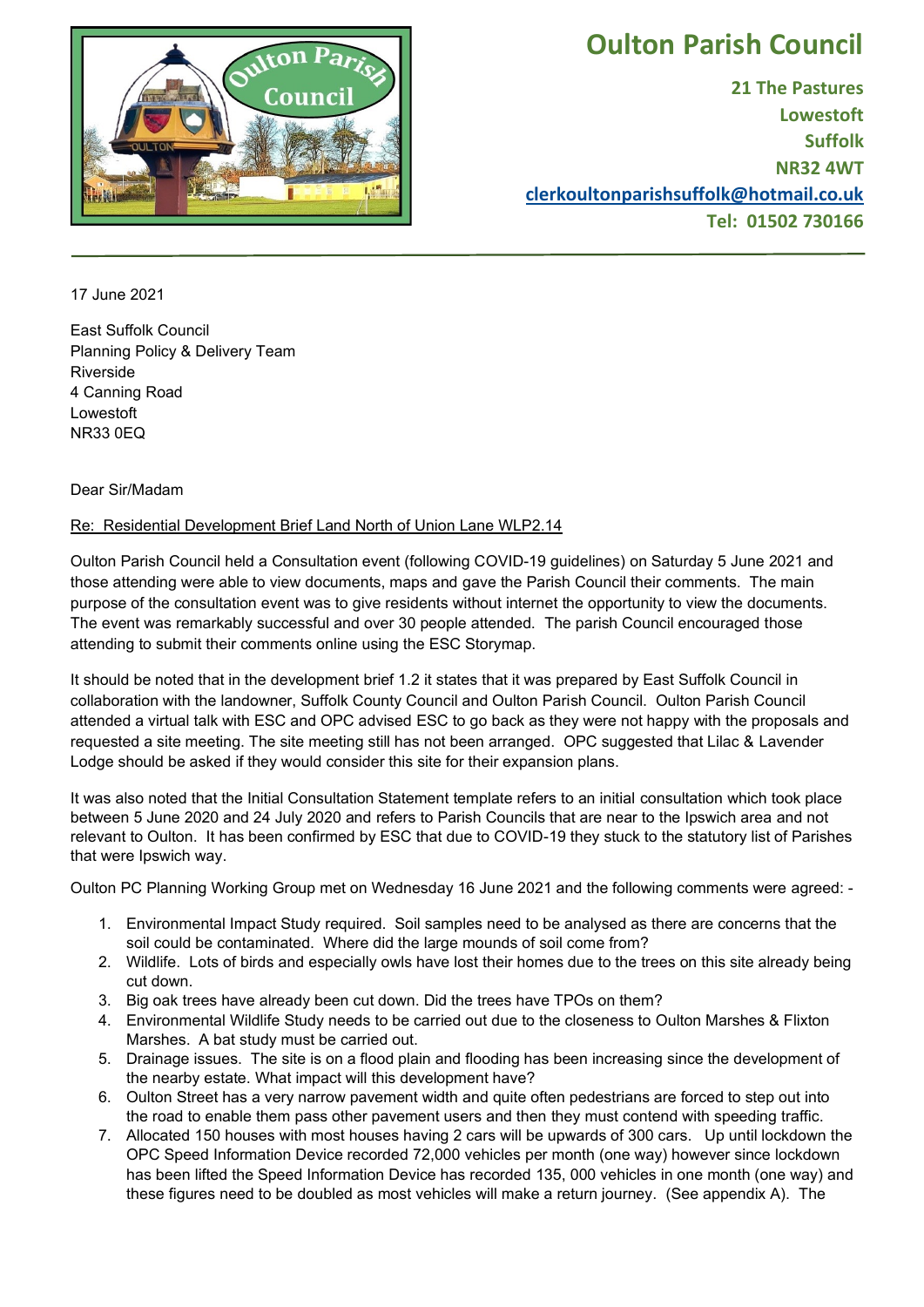# Oulton Parish Council

21 The Pastures
Lowestoft
Suffolk
NR32 4WT
clerkoultonparishsuffolk@hotmail.co.uk
Tel: 01502 730166

---

17 June 2021

East Suffolk Council
Planning Policy & Delivery Team
Riverside
4 Canning Road
Lowestoft
NR33 0EQ

Dear Sir/Madam

Re: Residential Development Brief Land North of Union Lane WLP2.14

Oulton Parish Council held a Consultation event (following COVID-19 guidelines) on Saturday 5 June 2021 and those attending were able to view documents, maps and gave the Parish Council their comments. The main purpose of the consultation event was to give residents without internet the opportunity to view the documents. The event was remarkably successful and over 30 people attended. The parish Council encouraged those attending to submit their comments online using the ESC Storymap.

It should be noted that in the development brief 1.2 it states that it was prepared by East Suffolk Council in collaboration with the landowner, Suffolk County Council and Oulton Parish Council. Oulton Parish Council attended a virtual talk with ESC and OPC advised ESC to go back as they were not happy with the proposals and requested a site meeting. The site meeting still has not been arranged. OPC suggested that Lilac & Lavender Lodge should be asked if they would consider this site for their expansion plans.

It was also noted that the Initial Consultation Statement template refers to an initial consultation which took place between 5 June 2020 and 24 July 2020 and refers to Parish Councils that are near to the Ipswich area and not relevant to Oulton. It has been confirmed by ESC that due to COVID-19 they stuck to the statutory list of Parishes that were Ipswich way.

Oulton PC Planning Working Group met on Wednesday 16 June 2021 and the following comments were agreed: -

1. Environmental Impact Study required. Soil samples need to be analysed as there are concerns that the soil could be contaminated. Where did the large mounds of soil come from?
2. Wildlife. Lots of birds and especially owls have lost their homes due to the trees on this site already being cut down.
3. Big oak trees have already been cut down. Did the trees have TPOs on them?
4. Environmental Wildlife Study needs to be carried out due to the closeness to Oulton Marshes & Flixton Marshes. A bat study must be carried out.
5. Drainage issues. The site is on a flood plain and flooding has been increasing since the development of the nearby estate. What impact will this development have?
6. Oulton Street has a very narrow pavement width and quite often pedestrians are forced to step out into the road to enable them pass other pavement users and then they must contend with speeding traffic.
7. Allocated 150 houses with most houses having 2 cars will be upwards of 300 cars. Up until lockdown the OPC Speed Information Device recorded 72,000 vehicles per month (one way) however since lockdown has been lifted the Speed Information Device has recorded 135, 000 vehicles in one month (one way) and these figures need to be doubled as most vehicles will make a return journey. (See appendix A). The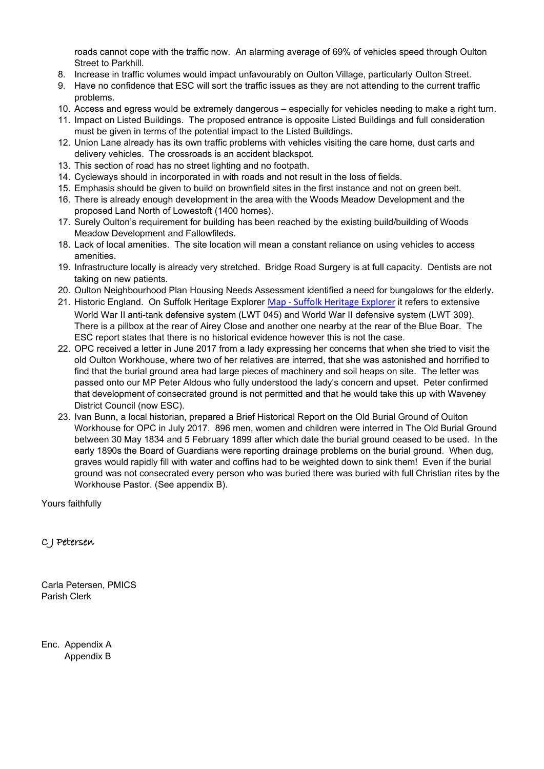roads cannot cope with the traffic now. An alarming average of 69% of vehicles speed through Oulton Street to Parkhill.

8. Increase in traffic volumes would impact unfavourably on Oulton Village, particularly Oulton Street.
9. Have no confidence that ESC will sort the traffic issues as they are not attending to the current traffic problems.
10. Access and egress would be extremely dangerous – especially for vehicles needing to make a right turn.
11. Impact on Listed Buildings. The proposed entrance is opposite Listed Buildings and full consideration must be given in terms of the potential impact to the Listed Buildings.
12. Union Lane already has its own traffic problems with vehicles visiting the care home, dust carts and delivery vehicles. The crossroads is an accident blackspot.
13. This section of road has no street lighting and no footpath.
14. Cycleways should in incorporated in with roads and not result in the loss of fields.
15. Emphasis should be given to build on brownfield sites in the first instance and not on green belt.
16. There is already enough development in the area with the Woods Meadow Development and the proposed Land North of Lowestoft (1400 homes).
17. Surely Oulton's requirement for building has been reached by the existing build/building of Woods Meadow Development and Fallowfileds.
18. Lack of local amenities. The site location will mean a constant reliance on using vehicles to access amenities.
19. Infrastructure locally is already very stretched. Bridge Road Surgery is at full capacity. Dentists are not taking on new patients.
20. Oulton Neighbourhood Plan Housing Needs Assessment identified a need for bungalows for the elderly.
21. Historic England. On Suffolk Heritage Explorer Map - Suffolk Heritage Explorer it refers to extensive World War II anti-tank defensive system (LWT 045) and World War II defensive system (LWT 309). There is a pillbox at the rear of Airey Close and another one nearby at the rear of the Blue Boar. The ESC report states that there is no historical evidence however this is not the case.
22. OPC received a letter in June 2017 from a lady expressing her concerns that when she tried to visit the old Oulton Workhouse, where two of her relatives are interred, that she was astonished and horrified to find that the burial ground area had large pieces of machinery and soil heaps on site. The letter was passed onto our MP Peter Aldous who fully understood the lady's concern and upset. Peter confirmed that development of consecrated ground is not permitted and that he would take this up with Waveney District Council (now ESC).
23. Ivan Bunn, a local historian, prepared a Brief Historical Report on the Old Burial Ground of Oulton Workhouse for OPC in July 2017. 896 men, women and children were interred in The Old Burial Ground between 30 May 1834 and 5 February 1899 after which date the burial ground ceased to be used. In the early 1890s the Board of Guardians were reporting drainage problems on the burial ground. When dug, graves would rapidly fill with water and coffins had to be weighted down to sink them! Even if the burial ground was not consecrated every person who was buried there was buried with full Christian rites by the Workhouse Pastor. (See appendix B).

Yours faithfully

C J Petersen

Carla Petersen, PMICS
Parish Clerk

Enc. Appendix A
Appendix B